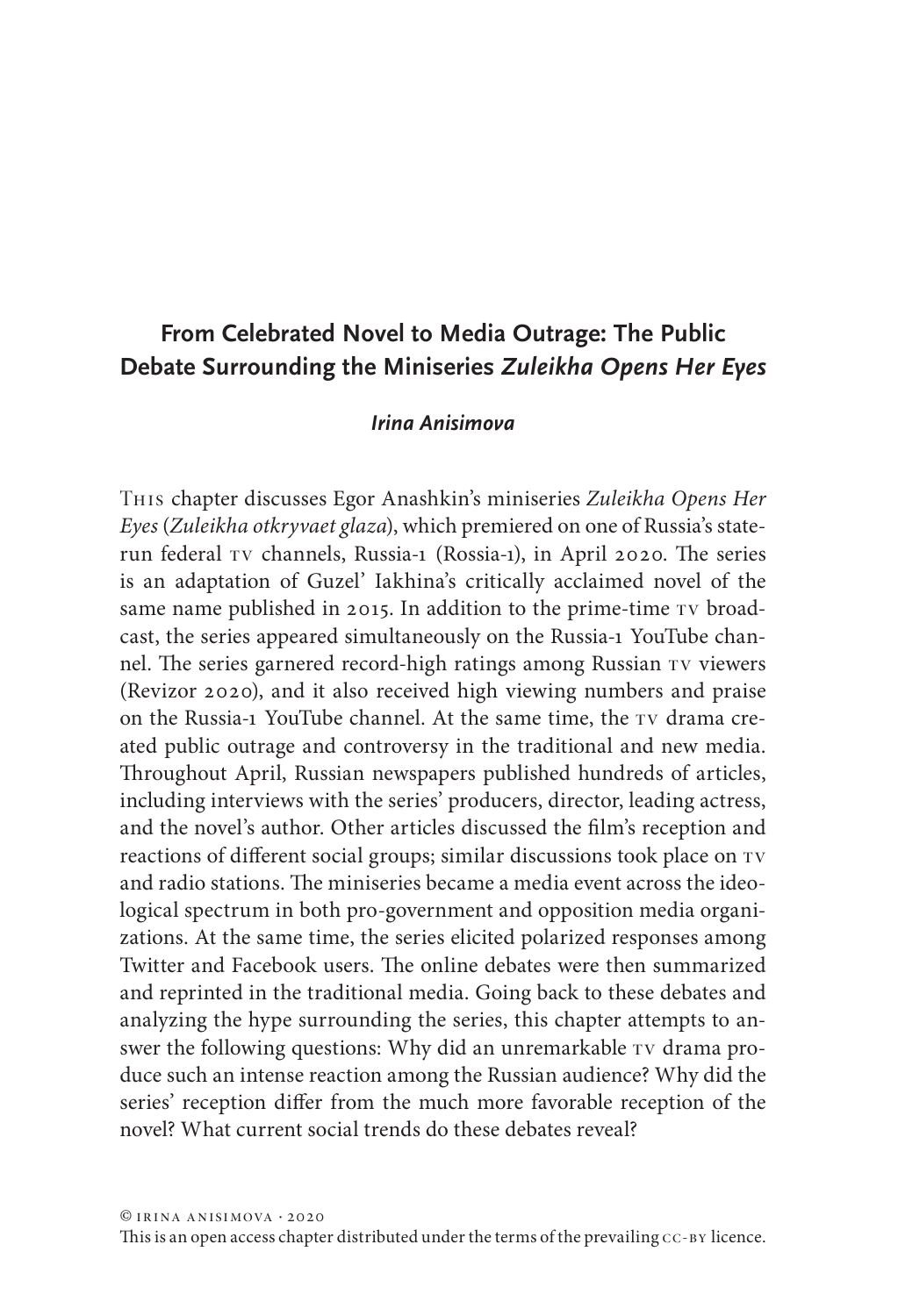# From Celebrated Novel to Media Outrage: The Public Debate Surrounding the Miniseries *Zuleikha Opens Her Eyes*

***Irina Anisimova***

This chapter discusses Egor Anashkin's miniseries *Zuleikha Opens Her Eyes* (*Zuleikha otkryvaet glaza*), which premiered on one of Russia's state-run federal TV channels, Russia-1 (Rossia-1), in April 2020. The series is an adaptation of Guzel' Iakhina's critically acclaimed novel of the same name published in 2015. In addition to the prime-time TV broadcast, the series appeared simultaneously on the Russia-1 YouTube channel. The series garnered record-high ratings among Russian TV viewers (Revizor 2020), and it also received high viewing numbers and praise on the Russia-1 YouTube channel. At the same time, the TV drama created public outrage and controversy in the traditional and new media. Throughout April, Russian newspapers published hundreds of articles, including interviews with the series' producers, director, leading actress, and the novel's author. Other articles discussed the film's reception and reactions of different social groups; similar discussions took place on TV and radio stations. The miniseries became a media event across the ideological spectrum in both pro-government and opposition media organizations. At the same time, the series elicited polarized responses among Twitter and Facebook users. The online debates were then summarized and reprinted in the traditional media. Going back to these debates and analyzing the hype surrounding the series, this chapter attempts to answer the following questions: Why did an unremarkable TV drama produce such an intense reaction among the Russian audience? Why did the series' reception differ from the much more favorable reception of the novel? What current social trends do these debates reveal?

© Irina Anisimova · 2020
This is an open access chapter distributed under the terms of the prevailing CC-BY licence.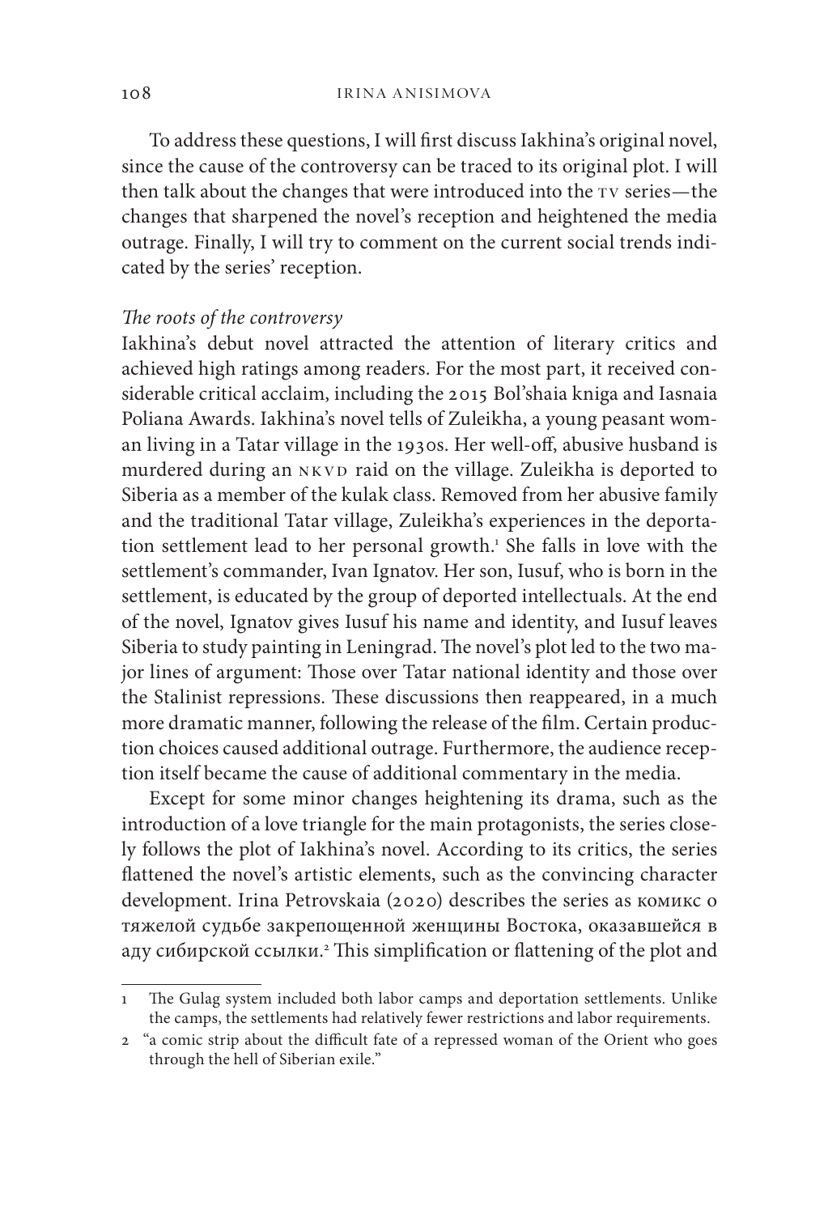To address these questions, I will first discuss Iakhina's original novel, since the cause of the controversy can be traced to its original plot. I will then talk about the changes that were introduced into the TV series—the changes that sharpened the novel's reception and heightened the media outrage. Finally, I will try to comment on the current social trends indicated by the series' reception.

### *The roots of the controversy*

Iakhina's debut novel attracted the attention of literary critics and achieved high ratings among readers. For the most part, it received considerable critical acclaim, including the 2015 Bol'shaia kniga and Iasnaia Poliana Awards. Iakhina's novel tells of Zuleikha, a young peasant woman living in a Tatar village in the 1930s. Her well-off, abusive husband is murdered during an NKVD raid on the village. Zuleikha is deported to Siberia as a member of the kulak class. Removed from her abusive family and the traditional Tatar village, Zuleikha's experiences in the deportation settlement lead to her personal growth.[1] She falls in love with the settlement's commander, Ivan Ignatov. Her son, Iusuf, who is born in the settlement, is educated by the group of deported intellectuals. At the end of the novel, Ignatov gives Iusuf his name and identity, and Iusuf leaves Siberia to study painting in Leningrad. The novel's plot led to the two major lines of argument: Those over Tatar national identity and those over the Stalinist repressions. These discussions then reappeared, in a much more dramatic manner, following the release of the film. Certain production choices caused additional outrage. Furthermore, the audience reception itself became the cause of additional commentary in the media.

Except for some minor changes heightening its drama, such as the introduction of a love triangle for the main protagonists, the series closely follows the plot of Iakhina's novel. According to its critics, the series flattened the novel's artistic elements, such as the convincing character development. Irina Petrovskaia (2020) describes the series as комикс о тяжелой судьбе закрепощенной женщины Востока, оказавшейся в аду сибирской ссылки.[2] This simplification or flattening of the plot and

---

1 The Gulag system included both labor camps and deportation settlements. Unlike the camps, the settlements had relatively fewer restrictions and labor requirements.

2 "a comic strip about the difficult fate of a repressed woman of the Orient who goes through the hell of Siberian exile."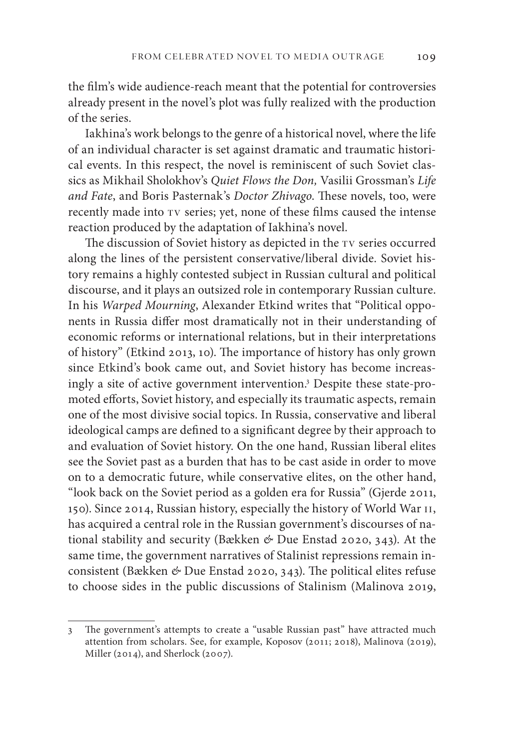the film's wide audience-reach meant that the potential for controversies already present in the novel's plot was fully realized with the production of the series.

Iakhina's work belongs to the genre of a historical novel, where the life of an individual character is set against dramatic and traumatic historical events. In this respect, the novel is reminiscent of such Soviet classics as Mikhail Sholokhov's *Quiet Flows the Don*, Vasilii Grossman's *Life and Fate*, and Boris Pasternak's *Doctor Zhivago*. These novels, too, were recently made into TV series; yet, none of these films caused the intense reaction produced by the adaptation of Iakhina's novel.

The discussion of Soviet history as depicted in the TV series occurred along the lines of the persistent conservative/liberal divide. Soviet history remains a highly contested subject in Russian cultural and political discourse, and it plays an outsized role in contemporary Russian culture. In his *Warped Mourning*, Alexander Etkind writes that "Political opponents in Russia differ most dramatically not in their understanding of economic reforms or international relations, but in their interpretations of history" (Etkind 2013, 10). The importance of history has only grown since Etkind's book came out, and Soviet history has become increasingly a site of active government intervention.[3] Despite these state-promoted efforts, Soviet history, and especially its traumatic aspects, remain one of the most divisive social topics. In Russia, conservative and liberal ideological camps are defined to a significant degree by their approach to and evaluation of Soviet history. On the one hand, Russian liberal elites see the Soviet past as a burden that has to be cast aside in order to move on to a democratic future, while conservative elites, on the other hand, "look back on the Soviet period as a golden era for Russia" (Gjerde 2011, 150). Since 2014, Russian history, especially the history of World War II, has acquired a central role in the Russian government's discourses of national stability and security (Bækken & Due Enstad 2020, 343). At the same time, the government narratives of Stalinist repressions remain inconsistent (Bækken & Due Enstad 2020, 343). The political elites refuse to choose sides in the public discussions of Stalinism (Malinova 2019,

---

3 The government's attempts to create a "usable Russian past" have attracted much attention from scholars. See, for example, Koposov (2011; 2018), Malinova (2019), Miller (2014), and Sherlock (2007).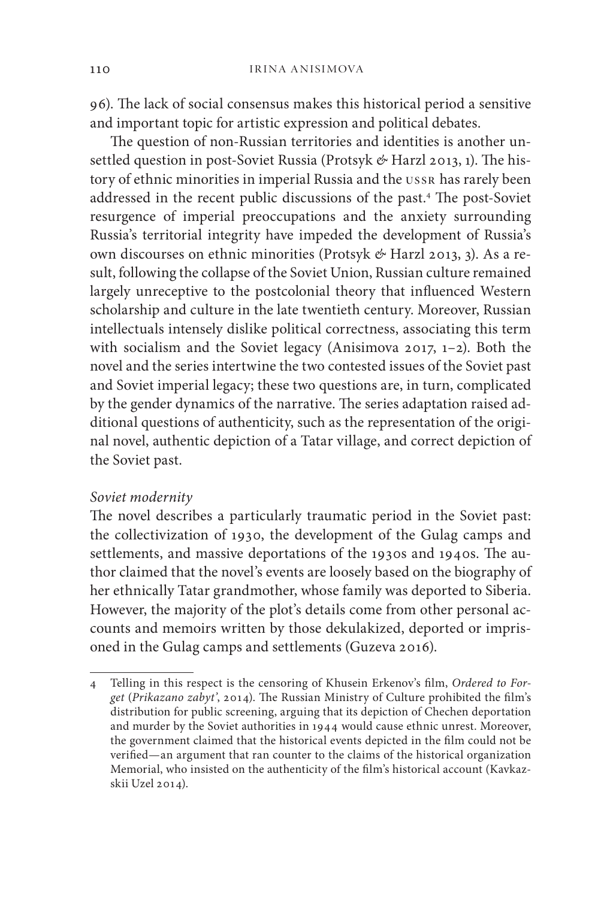96). The lack of social consensus makes this historical period a sensitive and important topic for artistic expression and political debates.

The question of non-Russian territories and identities is another unsettled question in post-Soviet Russia (Protsyk & Harzl 2013, 1). The history of ethnic minorities in imperial Russia and the USSR has rarely been addressed in the recent public discussions of the past.[4] The post-Soviet resurgence of imperial preoccupations and the anxiety surrounding Russia's territorial integrity have impeded the development of Russia's own discourses on ethnic minorities (Protsyk & Harzl 2013, 3). As a result, following the collapse of the Soviet Union, Russian culture remained largely unreceptive to the postcolonial theory that influenced Western scholarship and culture in the late twentieth century. Moreover, Russian intellectuals intensely dislike political correctness, associating this term with socialism and the Soviet legacy (Anisimova 2017, 1–2). Both the novel and the series intertwine the two contested issues of the Soviet past and Soviet imperial legacy; these two questions are, in turn, complicated by the gender dynamics of the narrative. The series adaptation raised additional questions of authenticity, such as the representation of the original novel, authentic depiction of a Tatar village, and correct depiction of the Soviet past.

### *Soviet modernity*

The novel describes a particularly traumatic period in the Soviet past: the collectivization of 1930, the development of the Gulag camps and settlements, and massive deportations of the 1930s and 1940s. The author claimed that the novel's events are loosely based on the biography of her ethnically Tatar grandmother, whose family was deported to Siberia. However, the majority of the plot's details come from other personal accounts and memoirs written by those dekulakized, deported or imprisoned in the Gulag camps and settlements (Guzeva 2016).

---

4 Telling in this respect is the censoring of Khusein Erkenov's film, *Ordered to Forget* (*Prikazano zabyt'*, 2014). The Russian Ministry of Culture prohibited the film's distribution for public screening, arguing that its depiction of Chechen deportation and murder by the Soviet authorities in 1944 would cause ethnic unrest. Moreover, the government claimed that the historical events depicted in the film could not be verified—an argument that ran counter to the claims of the historical organization Memorial, who insisted on the authenticity of the film's historical account (Kavkazskii Uzel 2014).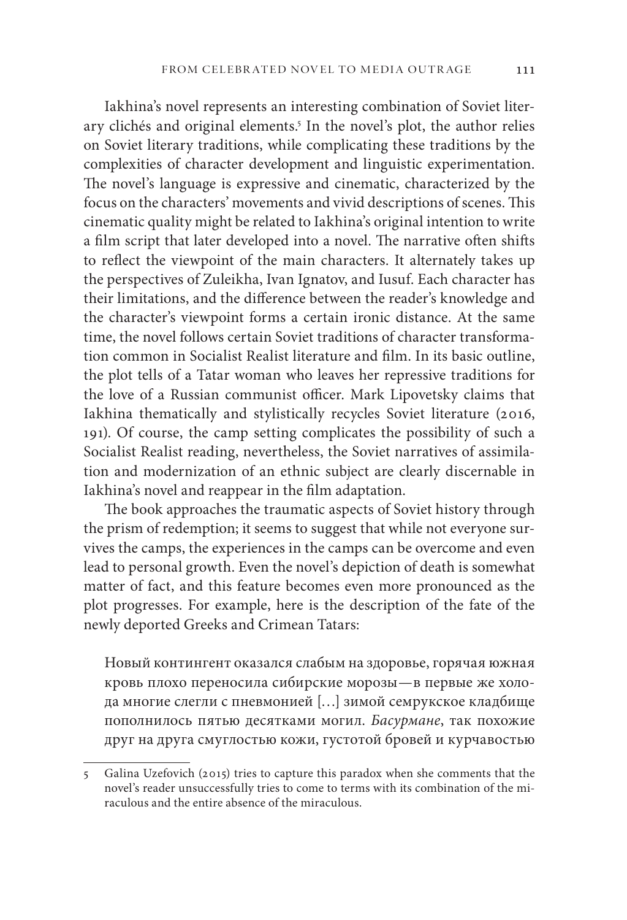Iakhina's novel represents an interesting combination of Soviet literary clichés and original elements.[5] In the novel's plot, the author relies on Soviet literary traditions, while complicating these traditions by the complexities of character development and linguistic experimentation. The novel's language is expressive and cinematic, characterized by the focus on the characters' movements and vivid descriptions of scenes. This cinematic quality might be related to Iakhina's original intention to write a film script that later developed into a novel. The narrative often shifts to reflect the viewpoint of the main characters. It alternately takes up the perspectives of Zuleikha, Ivan Ignatov, and Iusuf. Each character has their limitations, and the difference between the reader's knowledge and the character's viewpoint forms a certain ironic distance. At the same time, the novel follows certain Soviet traditions of character transformation common in Socialist Realist literature and film. In its basic outline, the plot tells of a Tatar woman who leaves her repressive traditions for the love of a Russian communist officer. Mark Lipovetsky claims that Iakhina thematically and stylistically recycles Soviet literature (2016, 191). Of course, the camp setting complicates the possibility of such a Socialist Realist reading, nevertheless, the Soviet narratives of assimilation and modernization of an ethnic subject are clearly discernable in Iakhina's novel and reappear in the film adaptation.

The book approaches the traumatic aspects of Soviet history through the prism of redemption; it seems to suggest that while not everyone survives the camps, the experiences in the camps can be overcome and even lead to personal growth. Even the novel's depiction of death is somewhat matter of fact, and this feature becomes even more pronounced as the plot progresses. For example, here is the description of the fate of the newly deported Greeks and Crimean Tatars:

> Новый контингент оказался слабым на здоровье, горячая южная кровь плохо переносила сибирские морозы—в первые же холода многие слегли с пневмонией […] зимой семрукское кладбище пополнилось пятью десятками могил. *Басурмане*, так похожие друг на друга смуглостью кожи, густотой бровей и курчавостью

5 Galina Uzefovich (2015) tries to capture this paradox when she comments that the novel's reader unsuccessfully tries to come to terms with its combination of the miraculous and the entire absence of the miraculous.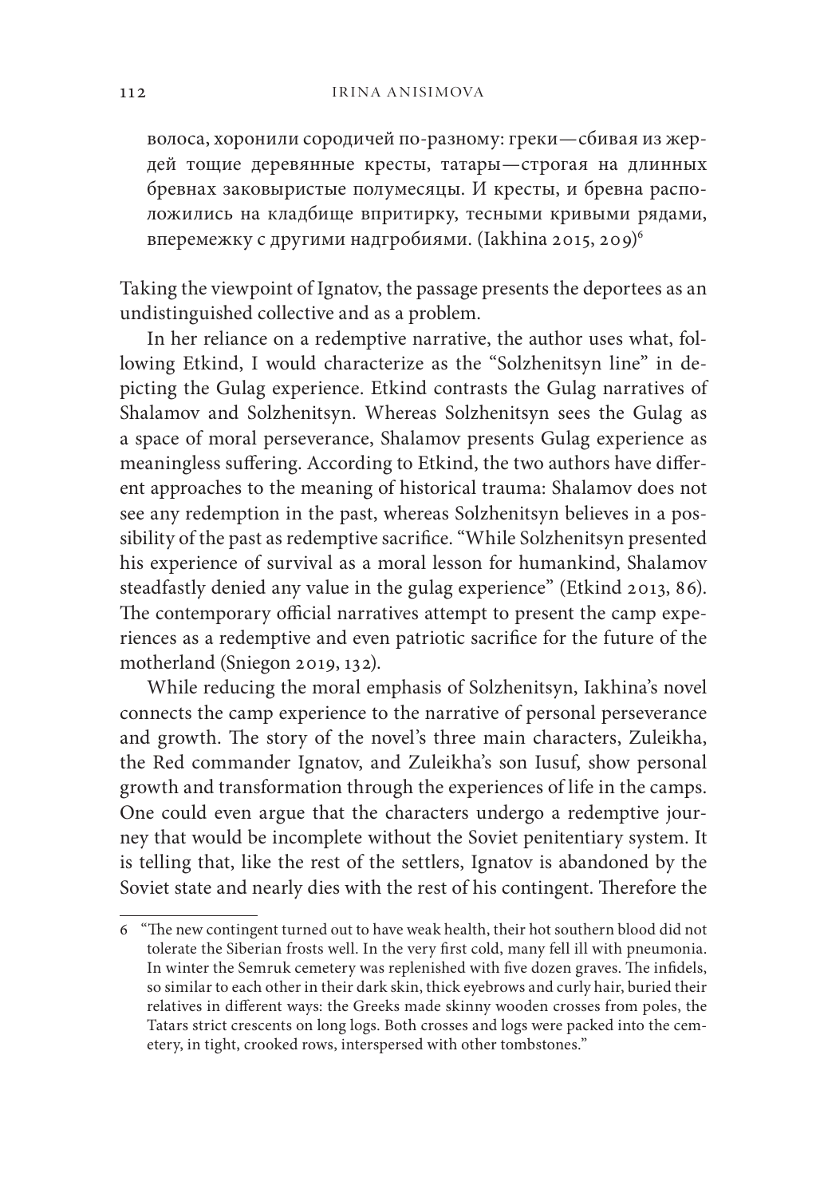волоса, хоронили сородичей по-разному: греки—сбивая из жердей тощие деревянные кресты, татары—строгая на длинных бревнах заковыристые полумесяцы. И кресты, и бревна расположились на кладбище впритирку, тесными кривыми рядами, вперемежку с другими надгробиями. (Iakhina 2015, 209)[6]

Taking the viewpoint of Ignatov, the passage presents the deportees as an undistinguished collective and as a problem.

In her reliance on a redemptive narrative, the author uses what, following Etkind, I would characterize as the "Solzhenitsyn line" in depicting the Gulag experience. Etkind contrasts the Gulag narratives of Shalamov and Solzhenitsyn. Whereas Solzhenitsyn sees the Gulag as a space of moral perseverance, Shalamov presents Gulag experience as meaningless suffering. According to Etkind, the two authors have different approaches to the meaning of historical trauma: Shalamov does not see any redemption in the past, whereas Solzhenitsyn believes in a possibility of the past as redemptive sacrifice. "While Solzhenitsyn presented his experience of survival as a moral lesson for humankind, Shalamov steadfastly denied any value in the gulag experience" (Etkind 2013, 86). The contemporary official narratives attempt to present the camp experiences as a redemptive and even patriotic sacrifice for the future of the motherland (Sniegon 2019, 132).

While reducing the moral emphasis of Solzhenitsyn, Iakhina's novel connects the camp experience to the narrative of personal perseverance and growth. The story of the novel's three main characters, Zuleikha, the Red commander Ignatov, and Zuleikha's son Iusuf, show personal growth and transformation through the experiences of life in the camps. One could even argue that the characters undergo a redemptive journey that would be incomplete without the Soviet penitentiary system. It is telling that, like the rest of the settlers, Ignatov is abandoned by the Soviet state and nearly dies with the rest of his contingent. Therefore the

---

6 "The new contingent turned out to have weak health, their hot southern blood did not tolerate the Siberian frosts well. In the very first cold, many fell ill with pneumonia. In winter the Semruk cemetery was replenished with five dozen graves. The infidels, so similar to each other in their dark skin, thick eyebrows and curly hair, buried their relatives in different ways: the Greeks made skinny wooden crosses from poles, the Tatars strict crescents on long logs. Both crosses and logs were packed into the cemetery, in tight, crooked rows, interspersed with other tombstones."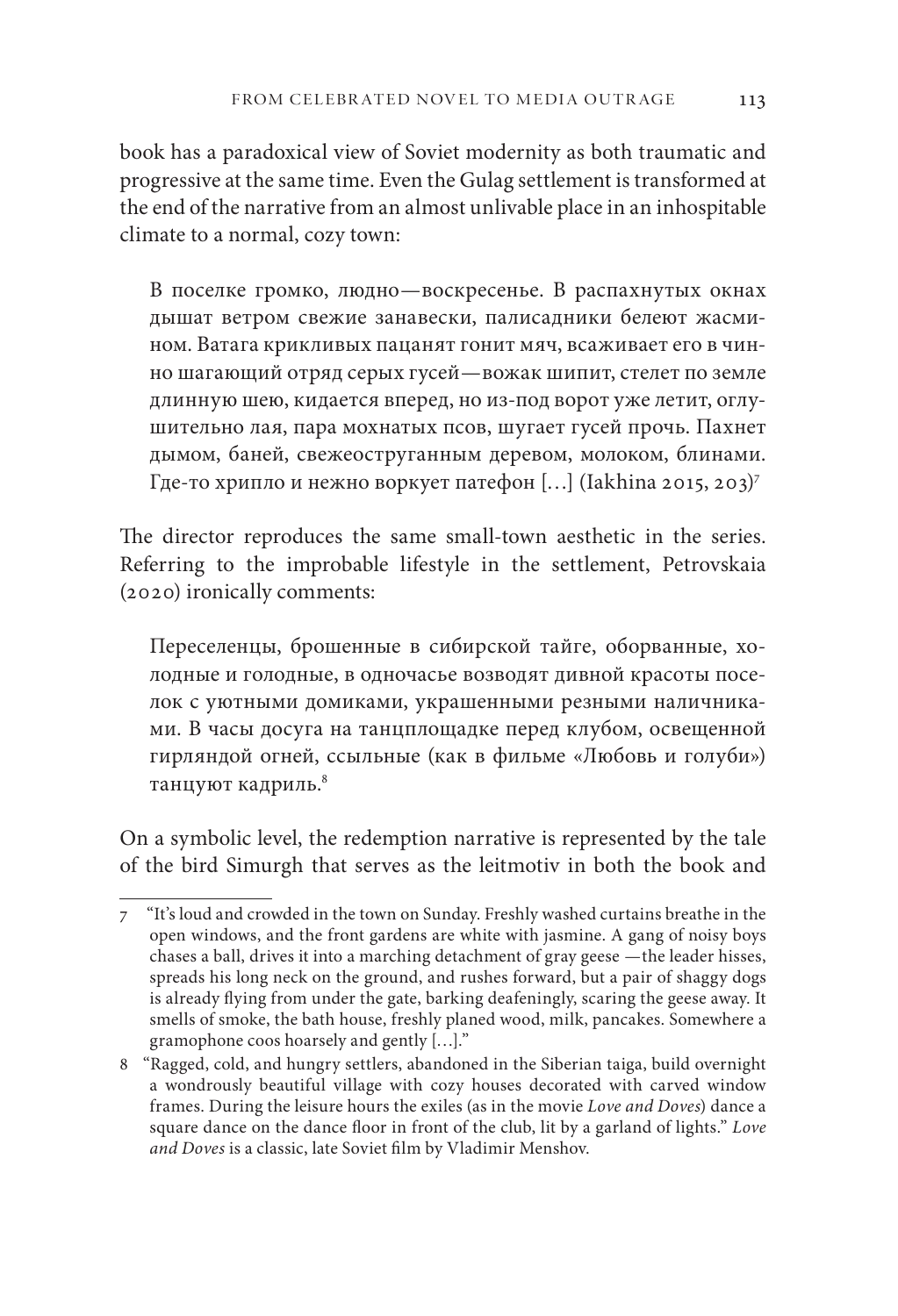book has a paradoxical view of Soviet modernity as both traumatic and progressive at the same time. Even the Gulag settlement is transformed at the end of the narrative from an almost unlivable place in an inhospitable climate to a normal, cozy town:

> В поселке громко, людно—воскресенье. В распахнутых окнах дышат ветром свежие занавески, палисадники белеют жасмином. Ватага крикливых пацанят гонит мяч, всаживает его в чинно шагающий отряд серых гусей—вожак шипит, стелет по земле длинную шею, кидается вперед, но из-под ворот уже летит, оглушительно лая, пара мохнатых псов, шугает гусей прочь. Пахнет дымом, баней, свежеоструганным деревом, молоком, блинами. Где-то хрипло и нежно воркует патефон […] (Iakhina 2015, 203)[7]

The director reproduces the same small-town aesthetic in the series. Referring to the improbable lifestyle in the settlement, Petrovskaia (2020) ironically comments:

> Переселенцы, брошенные в сибирской тайге, оборванные, холодные и голодные, в одночасье возводят дивной красоты поселок с уютными домиками, украшенными резными наличниками. В часы досуга на танцплощадке перед клубом, освещенной гирляндой огней, ссыльные (как в фильме «Любовь и голуби») танцуют кадриль.[8]

On a symbolic level, the redemption narrative is represented by the tale of the bird Simurgh that serves as the leitmotiv in both the book and

---

7 "It's loud and crowded in the town on Sunday. Freshly washed curtains breathe in the open windows, and the front gardens are white with jasmine. A gang of noisy boys chases a ball, drives it into a marching detachment of gray geese —the leader hisses, spreads his long neck on the ground, and rushes forward, but a pair of shaggy dogs is already flying from under the gate, barking deafeningly, scaring the geese away. It smells of smoke, the bath house, freshly planed wood, milk, pancakes. Somewhere a gramophone coos hoarsely and gently […]."

8 "Ragged, cold, and hungry settlers, abandoned in the Siberian taiga, build overnight a wondrously beautiful village with cozy houses decorated with carved window frames. During the leisure hours the exiles (as in the movie *Love and Doves*) dance a square dance on the dance floor in front of the club, lit by a garland of lights." *Love and Doves* is a classic, late Soviet film by Vladimir Menshov.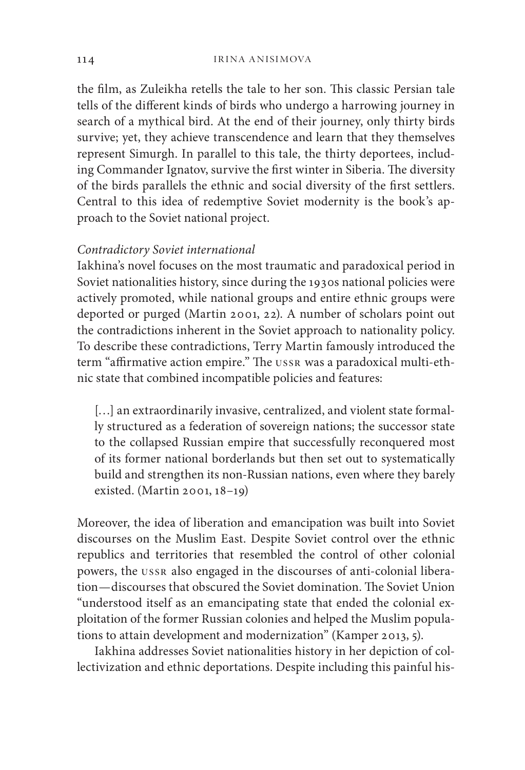the film, as Zuleikha retells the tale to her son. This classic Persian tale tells of the different kinds of birds who undergo a harrowing journey in search of a mythical bird. At the end of their journey, only thirty birds survive; yet, they achieve transcendence and learn that they themselves represent Simurgh. In parallel to this tale, the thirty deportees, including Commander Ignatov, survive the first winter in Siberia. The diversity of the birds parallels the ethnic and social diversity of the first settlers. Central to this idea of redemptive Soviet modernity is the book's approach to the Soviet national project.

### *Contradictory Soviet international*

Iakhina's novel focuses on the most traumatic and paradoxical period in Soviet nationalities history, since during the 1930s national policies were actively promoted, while national groups and entire ethnic groups were deported or purged (Martin 2001, 22). A number of scholars point out the contradictions inherent in the Soviet approach to nationality policy. To describe these contradictions, Terry Martin famously introduced the term "affirmative action empire." The USSR was a paradoxical multi-ethnic state that combined incompatible policies and features:

> [...] an extraordinarily invasive, centralized, and violent state formally structured as a federation of sovereign nations; the successor state to the collapsed Russian empire that successfully reconquered most of its former national borderlands but then set out to systematically build and strengthen its non-Russian nations, even where they barely existed. (Martin 2001, 18–19)

Moreover, the idea of liberation and emancipation was built into Soviet discourses on the Muslim East. Despite Soviet control over the ethnic republics and territories that resembled the control of other colonial powers, the USSR also engaged in the discourses of anti-colonial liberation—discourses that obscured the Soviet domination. The Soviet Union "understood itself as an emancipating state that ended the colonial exploitation of the former Russian colonies and helped the Muslim populations to attain development and modernization" (Kamper 2013, 5).

Iakhina addresses Soviet nationalities history in her depiction of collectivization and ethnic deportations. Despite including this painful his-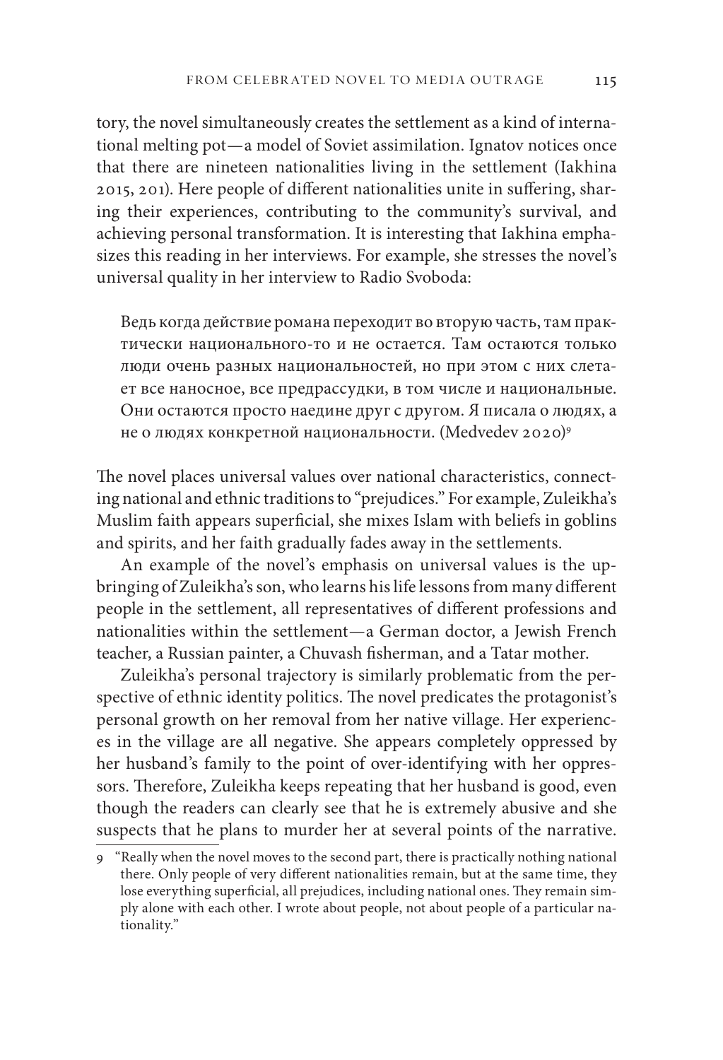tory, the novel simultaneously creates the settlement as a kind of international melting pot—a model of Soviet assimilation. Ignatov notices once that there are nineteen nationalities living in the settlement (Iakhina 2015, 201). Here people of different nationalities unite in suffering, sharing their experiences, contributing to the community's survival, and achieving personal transformation. It is interesting that Iakhina emphasizes this reading in her interviews. For example, she stresses the novel's universal quality in her interview to Radio Svoboda:

> Ведь когда действие романа переходит во вторую часть, там практически национального-то и не остается. Там остаются только люди очень разных национальностей, но при этом с них слетает все наносное, все предрассудки, в том числе и национальные. Они остаются просто наедине друг с другом. Я писала о людях, а не о людях конкретной национальности. (Medvedev 2020)[9]

The novel places universal values over national characteristics, connecting national and ethnic traditions to "prejudices." For example, Zuleikha's Muslim faith appears superficial, she mixes Islam with beliefs in goblins and spirits, and her faith gradually fades away in the settlements.

An example of the novel's emphasis on universal values is the upbringing of Zuleikha's son, who learns his life lessons from many different people in the settlement, all representatives of different professions and nationalities within the settlement—a German doctor, a Jewish French teacher, a Russian painter, a Chuvash fisherman, and a Tatar mother.

Zuleikha's personal trajectory is similarly problematic from the perspective of ethnic identity politics. The novel predicates the protagonist's personal growth on her removal from her native village. Her experiences in the village are all negative. She appears completely oppressed by her husband's family to the point of over-identifying with her oppressors. Therefore, Zuleikha keeps repeating that her husband is good, even though the readers can clearly see that he is extremely abusive and she suspects that he plans to murder her at several points of the narrative.

---

9 "Really when the novel moves to the second part, there is practically nothing national there. Only people of very different nationalities remain, but at the same time, they lose everything superficial, all prejudices, including national ones. They remain simply alone with each other. I wrote about people, not about people of a particular nationality."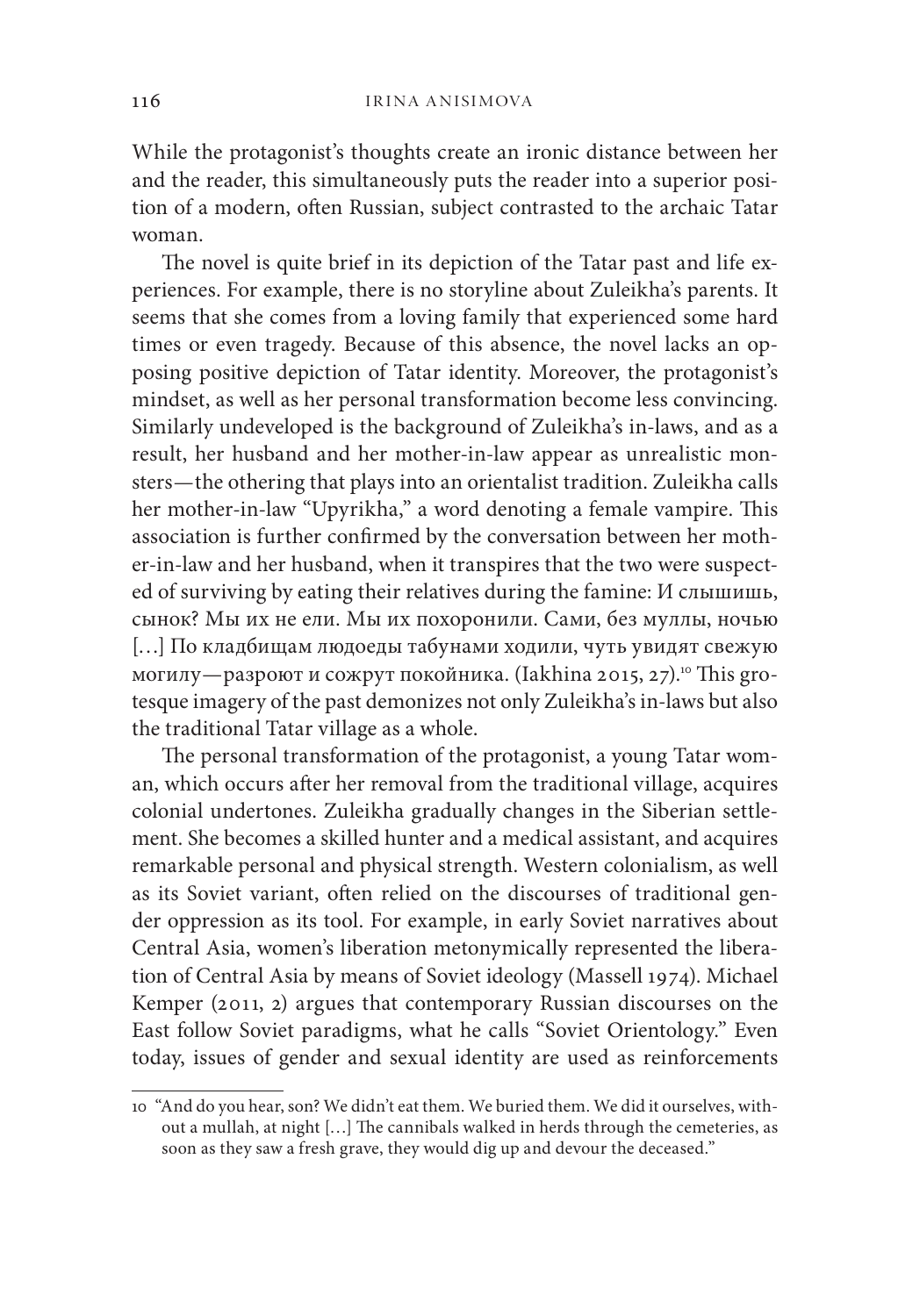While the protagonist's thoughts create an ironic distance between her and the reader, this simultaneously puts the reader into a superior position of a modern, often Russian, subject contrasted to the archaic Tatar woman.

The novel is quite brief in its depiction of the Tatar past and life experiences. For example, there is no storyline about Zuleikha's parents. It seems that she comes from a loving family that experienced some hard times or even tragedy. Because of this absence, the novel lacks an opposing positive depiction of Tatar identity. Moreover, the protagonist's mindset, as well as her personal transformation become less convincing. Similarly undeveloped is the background of Zuleikha's in-laws, and as a result, her husband and her mother-in-law appear as unrealistic monsters—the othering that plays into an orientalist tradition. Zuleikha calls her mother-in-law "Upyrikha," a word denoting a female vampire. This association is further confirmed by the conversation between her mother-in-law and her husband, when it transpires that the two were suspected of surviving by eating their relatives during the famine: И слышишь, сынок? Мы их не ели. Мы их похоронили. Сами, без муллы, ночью […] По кладбищам людоеды табунами ходили, чуть увидят свежую могилу—разроют и сожрут покойника. (Iakhina 2015, 27).[10] This grotesque imagery of the past demonizes not only Zuleikha's in-laws but also the traditional Tatar village as a whole.

The personal transformation of the protagonist, a young Tatar woman, which occurs after her removal from the traditional village, acquires colonial undertones. Zuleikha gradually changes in the Siberian settlement. She becomes a skilled hunter and a medical assistant, and acquires remarkable personal and physical strength. Western colonialism, as well as its Soviet variant, often relied on the discourses of traditional gender oppression as its tool. For example, in early Soviet narratives about Central Asia, women's liberation metonymically represented the liberation of Central Asia by means of Soviet ideology (Massell 1974). Michael Kemper (2011, 2) argues that contemporary Russian discourses on the East follow Soviet paradigms, what he calls "Soviet Orientology." Even today, issues of gender and sexual identity are used as reinforcements

---

[10] "And do you hear, son? We didn't eat them. We buried them. We did it ourselves, without a mullah, at night […] The cannibals walked in herds through the cemeteries, as soon as they saw a fresh grave, they would dig up and devour the deceased."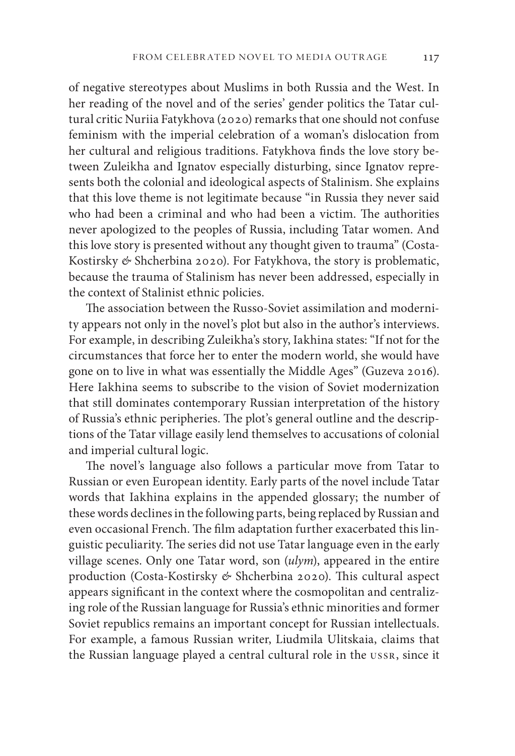of negative stereotypes about Muslims in both Russia and the West. In her reading of the novel and of the series' gender politics the Tatar cultural critic Nuriia Fatykhova (2020) remarks that one should not confuse feminism with the imperial celebration of a woman's dislocation from her cultural and religious traditions. Fatykhova finds the love story between Zuleikha and Ignatov especially disturbing, since Ignatov represents both the colonial and ideological aspects of Stalinism. She explains that this love theme is not legitimate because "in Russia they never said who had been a criminal and who had been a victim. The authorities never apologized to the peoples of Russia, including Tatar women. And this love story is presented without any thought given to trauma" (Costa-Kostirsky & Shcherbina 2020). For Fatykhova, the story is problematic, because the trauma of Stalinism has never been addressed, especially in the context of Stalinist ethnic policies.

The association between the Russo-Soviet assimilation and modernity appears not only in the novel's plot but also in the author's interviews. For example, in describing Zuleikha's story, Iakhina states: "If not for the circumstances that force her to enter the modern world, she would have gone on to live in what was essentially the Middle Ages" (Guzeva 2016). Here Iakhina seems to subscribe to the vision of Soviet modernization that still dominates contemporary Russian interpretation of the history of Russia's ethnic peripheries. The plot's general outline and the descriptions of the Tatar village easily lend themselves to accusations of colonial and imperial cultural logic.

The novel's language also follows a particular move from Tatar to Russian or even European identity. Early parts of the novel include Tatar words that Iakhina explains in the appended glossary; the number of these words declines in the following parts, being replaced by Russian and even occasional French. The film adaptation further exacerbated this linguistic peculiarity. The series did not use Tatar language even in the early village scenes. Only one Tatar word, son (*ulym*), appeared in the entire production (Costa-Kostirsky & Shcherbina 2020). This cultural aspect appears significant in the context where the cosmopolitan and centralizing role of the Russian language for Russia's ethnic minorities and former Soviet republics remains an important concept for Russian intellectuals. For example, a famous Russian writer, Liudmila Ulitskaia, claims that the Russian language played a central cultural role in the USSR, since it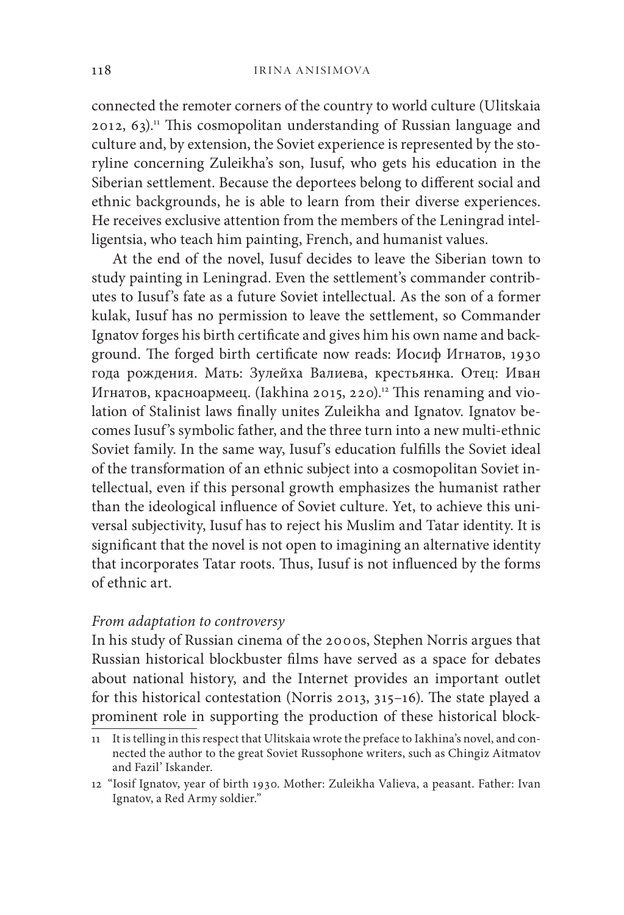connected the remoter corners of the country to world culture (Ulitskaia 2012, 63).[11] This cosmopolitan understanding of Russian language and culture and, by extension, the Soviet experience is represented by the storyline concerning Zuleikha's son, Iusuf, who gets his education in the Siberian settlement. Because the deportees belong to different social and ethnic backgrounds, he is able to learn from their diverse experiences. He receives exclusive attention from the members of the Leningrad intelligentsia, who teach him painting, French, and humanist values.

At the end of the novel, Iusuf decides to leave the Siberian town to study painting in Leningrad. Even the settlement's commander contributes to Iusuf's fate as a future Soviet intellectual. As the son of a former kulak, Iusuf has no permission to leave the settlement, so Commander Ignatov forges his birth certificate and gives him his own name and background. The forged birth certificate now reads: Иосиф Игнатов, 1930 года рождения. Мать: Зулейха Валиева, крестьянка. Отец: Иван Игнатов, красноармеец. (Iakhina 2015, 220).[12] This renaming and violation of Stalinist laws finally unites Zuleikha and Ignatov. Ignatov becomes Iusuf's symbolic father, and the three turn into a new multi-ethnic Soviet family. In the same way, Iusuf's education fulfills the Soviet ideal of the transformation of an ethnic subject into a cosmopolitan Soviet intellectual, even if this personal growth emphasizes the humanist rather than the ideological influence of Soviet culture. Yet, to achieve this universal subjectivity, Iusuf has to reject his Muslim and Tatar identity. It is significant that the novel is not open to imagining an alternative identity that incorporates Tatar roots. Thus, Iusuf is not influenced by the forms of ethnic art.

### *From adaptation to controversy*

In his study of Russian cinema of the 2000s, Stephen Norris argues that Russian historical blockbuster films have served as a space for debates about national history, and the Internet provides an important outlet for this historical contestation (Norris 2013, 315–16). The state played a prominent role in supporting the production of these historical block-

---

11 It is telling in this respect that Ulitskaia wrote the preface to Iakhina's novel, and connected the author to the great Soviet Russophone writers, such as Chingiz Aitmatov and Fazil' Iskander.

12 "Iosif Ignatov, year of birth 1930. Mother: Zuleikha Valieva, a peasant. Father: Ivan Ignatov, a Red Army soldier."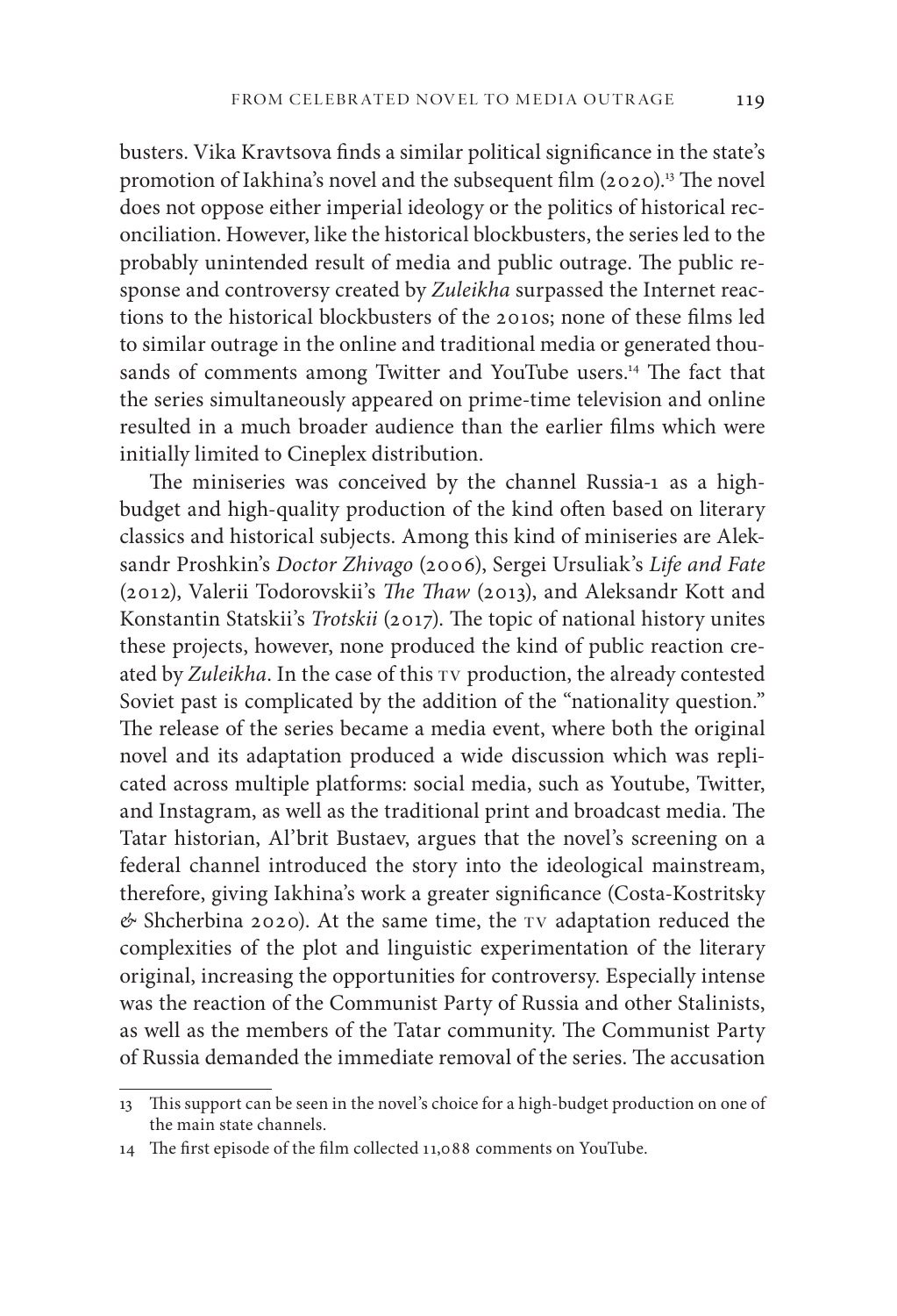busters. Vika Kravtsova finds a similar political significance in the state's promotion of Iakhina's novel and the subsequent film (2020).[13] The novel does not oppose either imperial ideology or the politics of historical reconciliation. However, like the historical blockbusters, the series led to the probably unintended result of media and public outrage. The public response and controversy created by *Zuleikha* surpassed the Internet reactions to the historical blockbusters of the 2010s; none of these films led to similar outrage in the online and traditional media or generated thousands of comments among Twitter and YouTube users.[14] The fact that the series simultaneously appeared on prime-time television and online resulted in a much broader audience than the earlier films which were initially limited to Cineplex distribution.

The miniseries was conceived by the channel Russia-1 as a high-budget and high-quality production of the kind often based on literary classics and historical subjects. Among this kind of miniseries are Aleksandr Proshkin's *Doctor Zhivago* (2006), Sergei Ursuliak's *Life and Fate* (2012), Valerii Todorovskii's *The Thaw* (2013), and Aleksandr Kott and Konstantin Statskii's *Trotskii* (2017). The topic of national history unites these projects, however, none produced the kind of public reaction created by *Zuleikha*. In the case of this TV production, the already contested Soviet past is complicated by the addition of the "nationality question." The release of the series became a media event, where both the original novel and its adaptation produced a wide discussion which was replicated across multiple platforms: social media, such as Youtube, Twitter, and Instagram, as well as the traditional print and broadcast media. The Tatar historian, Al'brit Bustaev, argues that the novel's screening on a federal channel introduced the story into the ideological mainstream, therefore, giving Iakhina's work a greater significance (Costa-Kostritsky & Shcherbina 2020). At the same time, the TV adaptation reduced the complexities of the plot and linguistic experimentation of the literary original, increasing the opportunities for controversy. Especially intense was the reaction of the Communist Party of Russia and other Stalinists, as well as the members of the Tatar community. The Communist Party of Russia demanded the immediate removal of the series. The accusation

13 This support can be seen in the novel's choice for a high-budget production on one of the main state channels.

14 The first episode of the film collected 11,088 comments on YouTube.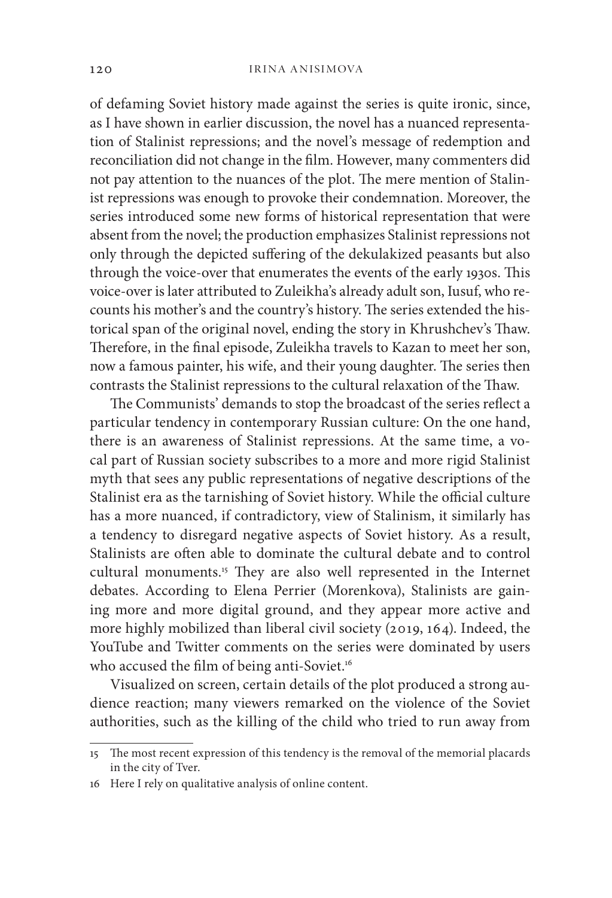of defaming Soviet history made against the series is quite ironic, since, as I have shown in earlier discussion, the novel has a nuanced representation of Stalinist repressions; and the novel's message of redemption and reconciliation did not change in the film. However, many commenters did not pay attention to the nuances of the plot. The mere mention of Stalinist repressions was enough to provoke their condemnation. Moreover, the series introduced some new forms of historical representation that were absent from the novel; the production emphasizes Stalinist repressions not only through the depicted suffering of the dekulakized peasants but also through the voice-over that enumerates the events of the early 1930s. This voice-over is later attributed to Zuleikha's already adult son, Iusuf, who recounts his mother's and the country's history. The series extended the historical span of the original novel, ending the story in Khrushchev's Thaw. Therefore, in the final episode, Zuleikha travels to Kazan to meet her son, now a famous painter, his wife, and their young daughter. The series then contrasts the Stalinist repressions to the cultural relaxation of the Thaw.

The Communists' demands to stop the broadcast of the series reflect a particular tendency in contemporary Russian culture: On the one hand, there is an awareness of Stalinist repressions. At the same time, a vocal part of Russian society subscribes to a more and more rigid Stalinist myth that sees any public representations of negative descriptions of the Stalinist era as the tarnishing of Soviet history. While the official culture has a more nuanced, if contradictory, view of Stalinism, it similarly has a tendency to disregard negative aspects of Soviet history. As a result, Stalinists are often able to dominate the cultural debate and to control cultural monuments.[15] They are also well represented in the Internet debates. According to Elena Perrier (Morenkova), Stalinists are gaining more and more digital ground, and they appear more active and more highly mobilized than liberal civil society (2019, 164). Indeed, the YouTube and Twitter comments on the series were dominated by users who accused the film of being anti-Soviet.[16]

Visualized on screen, certain details of the plot produced a strong audience reaction; many viewers remarked on the violence of the Soviet authorities, such as the killing of the child who tried to run away from

---

15 The most recent expression of this tendency is the removal of the memorial placards in the city of Tver.

16 Here I rely on qualitative analysis of online content.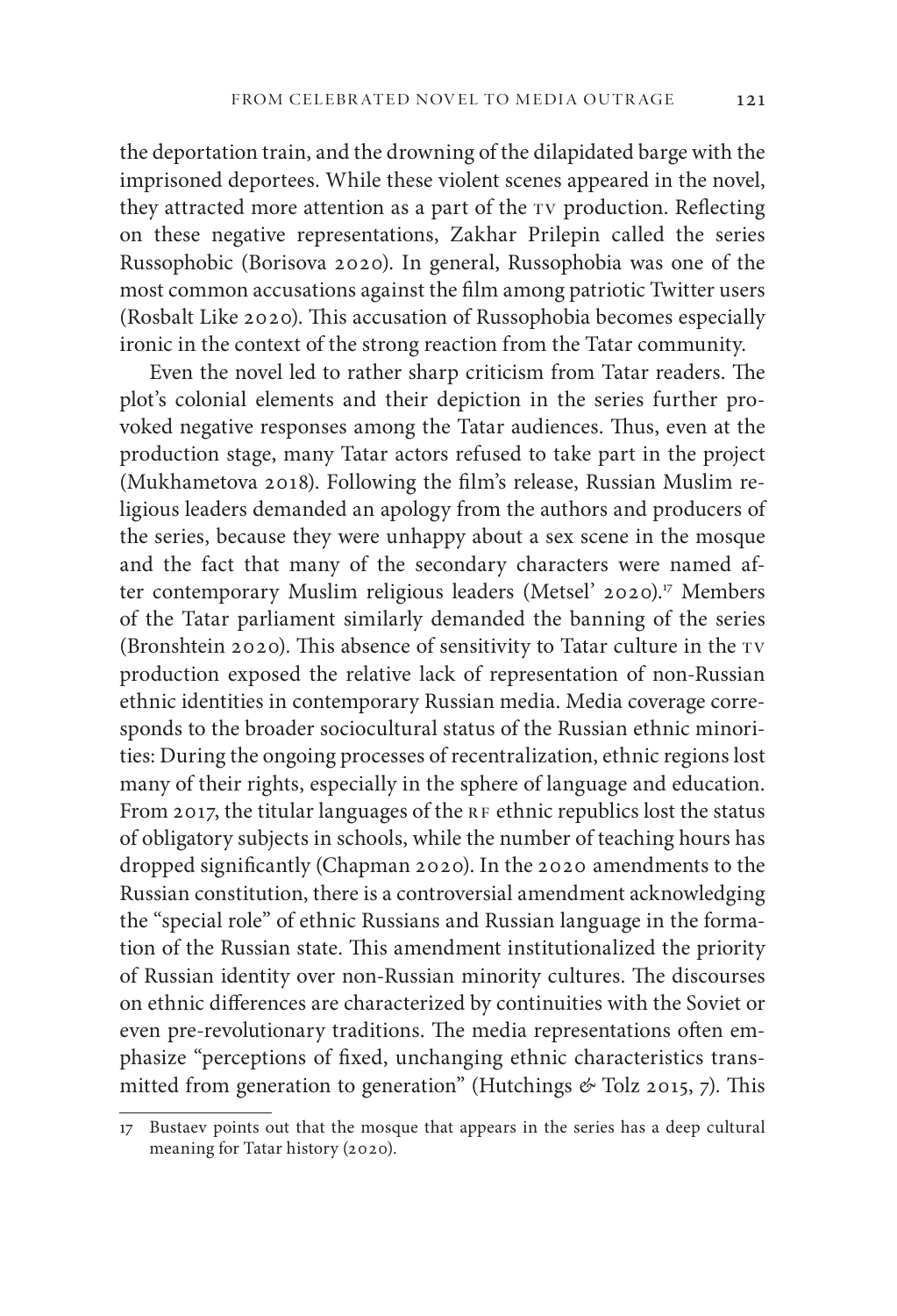the deportation train, and the drowning of the dilapidated barge with the imprisoned deportees. While these violent scenes appeared in the novel, they attracted more attention as a part of the TV production. Reflecting on these negative representations, Zakhar Prilepin called the series Russophobic (Borisova 2020). In general, Russophobia was one of the most common accusations against the film among patriotic Twitter users (Rosbalt Like 2020). This accusation of Russophobia becomes especially ironic in the context of the strong reaction from the Tatar community.

Even the novel led to rather sharp criticism from Tatar readers. The plot's colonial elements and their depiction in the series further provoked negative responses among the Tatar audiences. Thus, even at the production stage, many Tatar actors refused to take part in the project (Mukhametova 2018). Following the film's release, Russian Muslim religious leaders demanded an apology from the authors and producers of the series, because they were unhappy about a sex scene in the mosque and the fact that many of the secondary characters were named after contemporary Muslim religious leaders (Metsel' 2020).[17] Members of the Tatar parliament similarly demanded the banning of the series (Bronshtein 2020). This absence of sensitivity to Tatar culture in the TV production exposed the relative lack of representation of non-Russian ethnic identities in contemporary Russian media. Media coverage corresponds to the broader sociocultural status of the Russian ethnic minorities: During the ongoing processes of recentralization, ethnic regions lost many of their rights, especially in the sphere of language and education. From 2017, the titular languages of the RF ethnic republics lost the status of obligatory subjects in schools, while the number of teaching hours has dropped significantly (Chapman 2020). In the 2020 amendments to the Russian constitution, there is a controversial amendment acknowledging the "special role" of ethnic Russians and Russian language in the formation of the Russian state. This amendment institutionalized the priority of Russian identity over non-Russian minority cultures. The discourses on ethnic differences are characterized by continuities with the Soviet or even pre-revolutionary traditions. The media representations often emphasize "perceptions of fixed, unchanging ethnic characteristics transmitted from generation to generation" (Hutchings & Tolz 2015, 7). This

[17] Bustaev points out that the mosque that appears in the series has a deep cultural meaning for Tatar history (2020).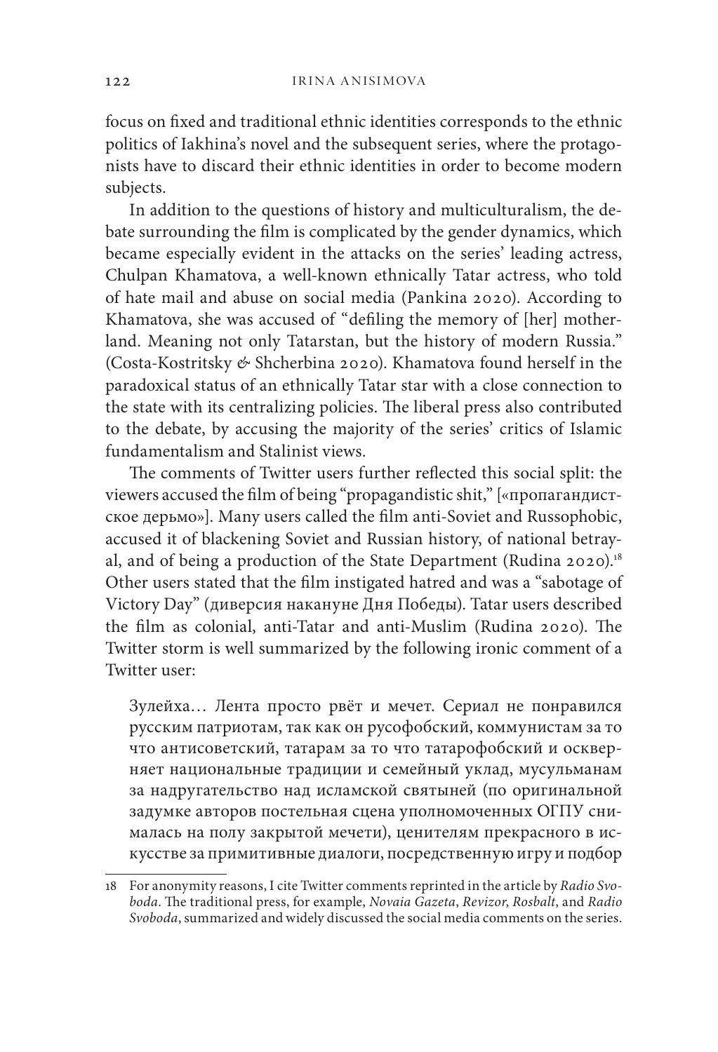focus on fixed and traditional ethnic identities corresponds to the ethnic politics of Iakhina's novel and the subsequent series, where the protagonists have to discard their ethnic identities in order to become modern subjects.

In addition to the questions of history and multiculturalism, the debate surrounding the film is complicated by the gender dynamics, which became especially evident in the attacks on the series' leading actress, Chulpan Khamatova, a well-known ethnically Tatar actress, who told of hate mail and abuse on social media (Pankina 2020). According to Khamatova, she was accused of "defiling the memory of [her] motherland. Meaning not only Tatarstan, but the history of modern Russia." (Costa-Kostritsky & Shcherbina 2020). Khamatova found herself in the paradoxical status of an ethnically Tatar star with a close connection to the state with its centralizing policies. The liberal press also contributed to the debate, by accusing the majority of the series' critics of Islamic fundamentalism and Stalinist views.

The comments of Twitter users further reflected this social split: the viewers accused the film of being "propagandistic shit," [«пропагандистское дерьмо»]. Many users called the film anti-Soviet and Russophobic, accused it of blackening Soviet and Russian history, of national betrayal, and of being a production of the State Department (Rudina 2020).[18] Other users stated that the film instigated hatred and was a "sabotage of Victory Day" (диверсия накануне Дня Победы). Tatar users described the film as colonial, anti-Tatar and anti-Muslim (Rudina 2020). The Twitter storm is well summarized by the following ironic comment of a Twitter user:

> Зулейха… Лента просто рвёт и мечет. Сериал не понравился русским патриотам, так как он русофобский, коммунистам за то что антисоветский, татарам за то что татарофобский и оскверняет национальные традиции и семейный уклад, мусульманам за надругательство над исламской святыней (по оригинальной задумке авторов постельная сцена уполномоченных ОГПУ снималась на полу закрытой мечети), ценителям прекрасного в искусстве за примитивные диалоги, посредственную игру и подбор

---

18 For anonymity reasons, I cite Twitter comments reprinted in the article by *Radio Svoboda*. The traditional press, for example, *Novaia Gazeta*, *Revizor*, *Rosbalt*, and *Radio Svoboda*, summarized and widely discussed the social media comments on the series.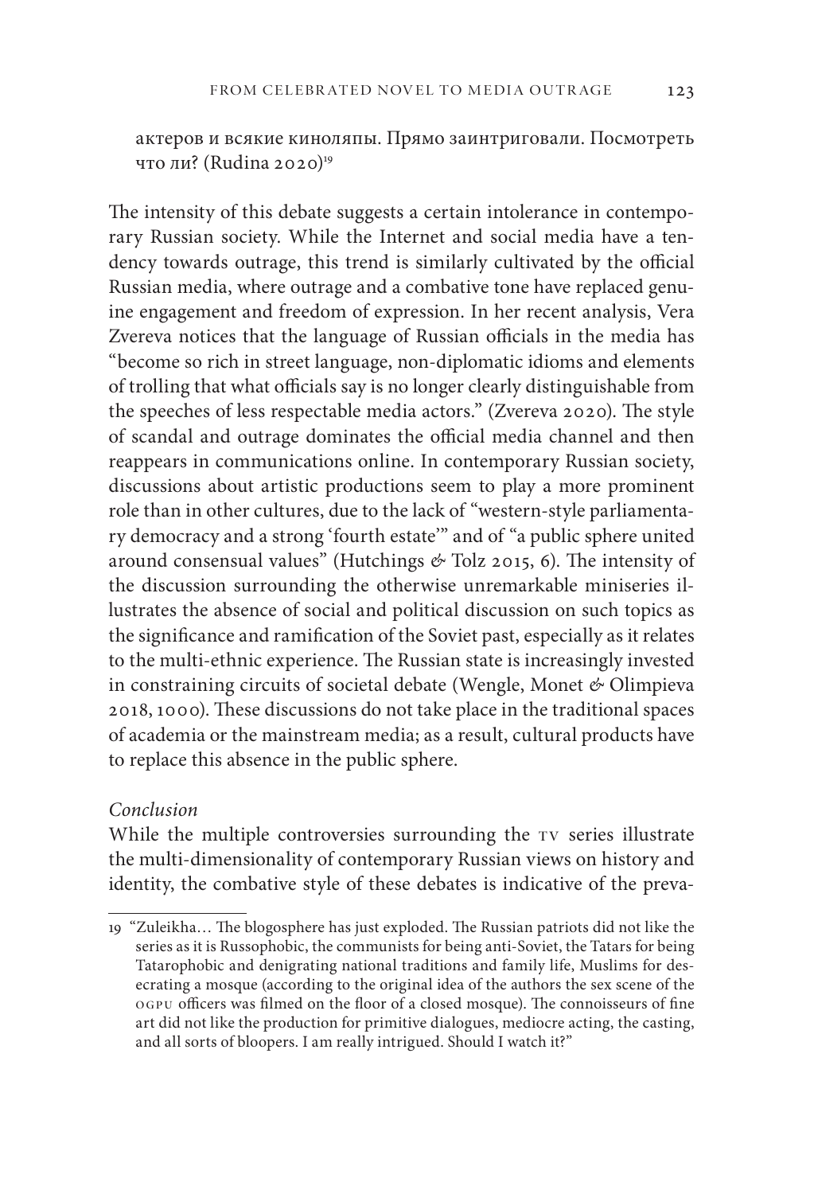актеров и всякие киноляпы. Прямо заинтриговали. Посмотреть что ли? (Rudina 2020)[19]

The intensity of this debate suggests a certain intolerance in contemporary Russian society. While the Internet and social media have a tendency towards outrage, this trend is similarly cultivated by the official Russian media, where outrage and a combative tone have replaced genuine engagement and freedom of expression. In her recent analysis, Vera Zvereva notices that the language of Russian officials in the media has "become so rich in street language, non-diplomatic idioms and elements of trolling that what officials say is no longer clearly distinguishable from the speeches of less respectable media actors." (Zvereva 2020). The style of scandal and outrage dominates the official media channel and then reappears in communications online. In contemporary Russian society, discussions about artistic productions seem to play a more prominent role than in other cultures, due to the lack of "western-style parliamentary democracy and a strong 'fourth estate'" and of "a public sphere united around consensual values" (Hutchings & Tolz 2015, 6). The intensity of the discussion surrounding the otherwise unremarkable miniseries illustrates the absence of social and political discussion on such topics as the significance and ramification of the Soviet past, especially as it relates to the multi-ethnic experience. The Russian state is increasingly invested in constraining circuits of societal debate (Wengle, Monet & Olimpieva 2018, 1000). These discussions do not take place in the traditional spaces of academia or the mainstream media; as a result, cultural products have to replace this absence in the public sphere.

*Conclusion*

While the multiple controversies surrounding the TV series illustrate the multi-dimensionality of contemporary Russian views on history and identity, the combative style of these debates is indicative of the preva-

---

19 "Zuleikha… The blogosphere has just exploded. The Russian patriots did not like the series as it is Russophobic, the communists for being anti-Soviet, the Tatars for being Tatarophobic and denigrating national traditions and family life, Muslims for desecrating a mosque (according to the original idea of the authors the sex scene of the OGPU officers was filmed on the floor of a closed mosque). The connoisseurs of fine art did not like the production for primitive dialogues, mediocre acting, the casting, and all sorts of bloopers. I am really intrigued. Should I watch it?"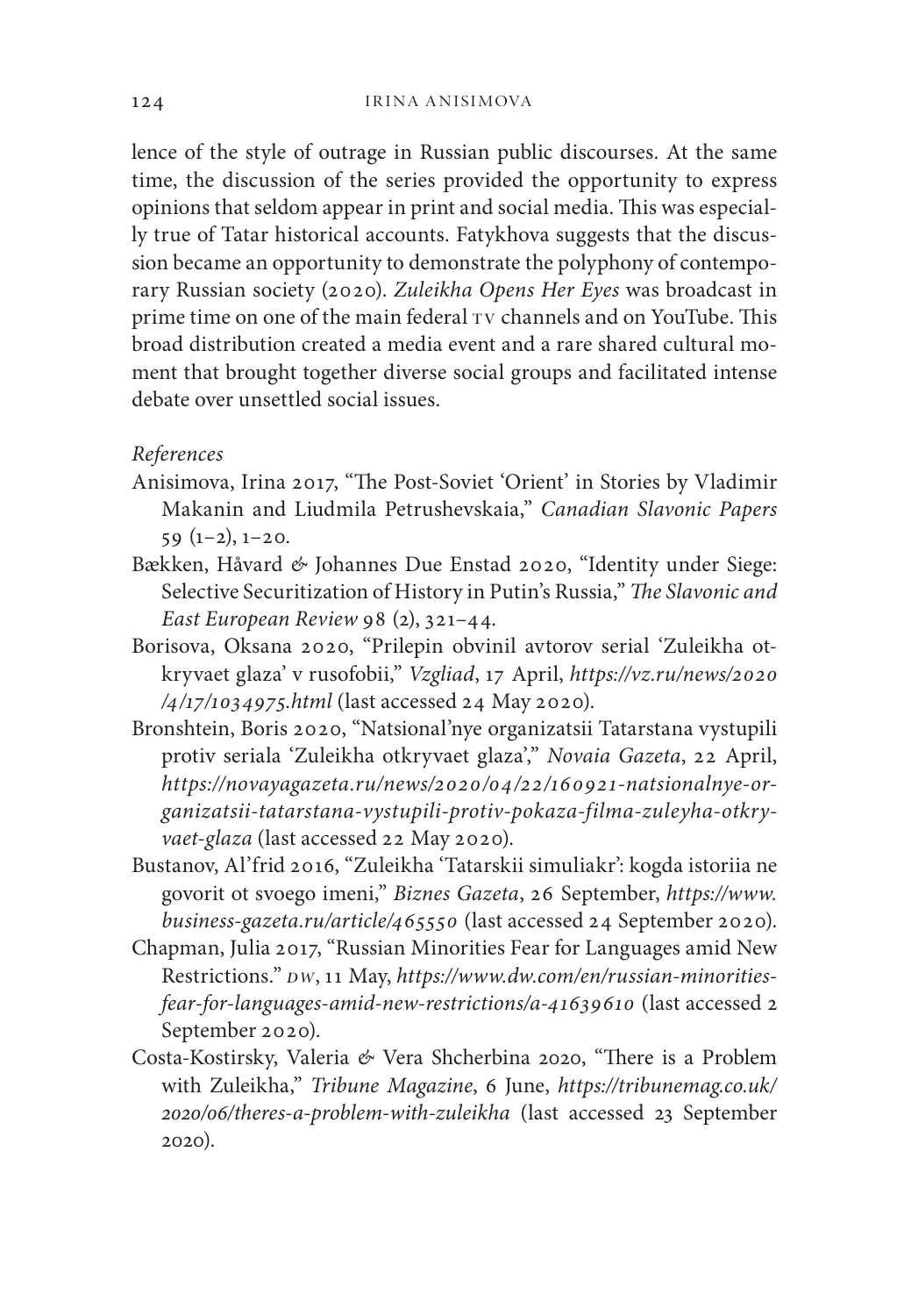lence of the style of outrage in Russian public discourses. At the same time, the discussion of the series provided the opportunity to express opinions that seldom appear in print and social media. This was especially true of Tatar historical accounts. Fatykhova suggests that the discussion became an opportunity to demonstrate the polyphony of contemporary Russian society (2020). *Zuleikha Opens Her Eyes* was broadcast in prime time on one of the main federal TV channels and on YouTube. This broad distribution created a media event and a rare shared cultural moment that brought together diverse social groups and facilitated intense debate over unsettled social issues.

*References*

Anisimova, Irina 2017, "The Post-Soviet 'Orient' in Stories by Vladimir Makanin and Liudmila Petrushevskaia," *Canadian Slavonic Papers* 59 (1–2), 1–20.

Bækken, Håvard & Johannes Due Enstad 2020, "Identity under Siege: Selective Securitization of History in Putin's Russia," *The Slavonic and East European Review* 98 (2), 321–44.

Borisova, Oksana 2020, "Prilepin obvinil avtorov serial 'Zuleikha otkryvaet glaza' v rusofobii," *Vzgliad*, 17 April, *https://vz.ru/news/2020/4/17/1034975.html* (last accessed 24 May 2020).

Bronshtein, Boris 2020, "Natsional'nye organizatsii Tatarstana vystupili protiv seriala 'Zuleikha otkryvaet glaza'," *Novaia Gazeta*, 22 April, *https://novayagazeta.ru/news/2020/04/22/160921-natsionalnye-organizatsii-tatarstana-vystupili-protiv-pokaza-filma-zuleyha-otkryvaet-glaza* (last accessed 22 May 2020).

Bustanov, Al'frid 2016, "Zuleikha 'Tatarskii simuliakr': kogda istoriia ne govorit ot svoego imeni," *Biznes Gazeta*, 26 September, *https://www.business-gazeta.ru/article/465550* (last accessed 24 September 2020).

Chapman, Julia 2017, "Russian Minorities Fear for Languages amid New Restrictions." *DW*, 11 May, *https://www.dw.com/en/russian-minorities-fear-for-languages-amid-new-restrictions/a-41639610* (last accessed 2 September 2020).

Costa-Kostirsky, Valeria & Vera Shcherbina 2020, "There is a Problem with Zuleikha," *Tribune Magazine*, 6 June, *https://tribunemag.co.uk/2020/06/theres-a-problem-with-zuleikha* (last accessed 23 September 2020).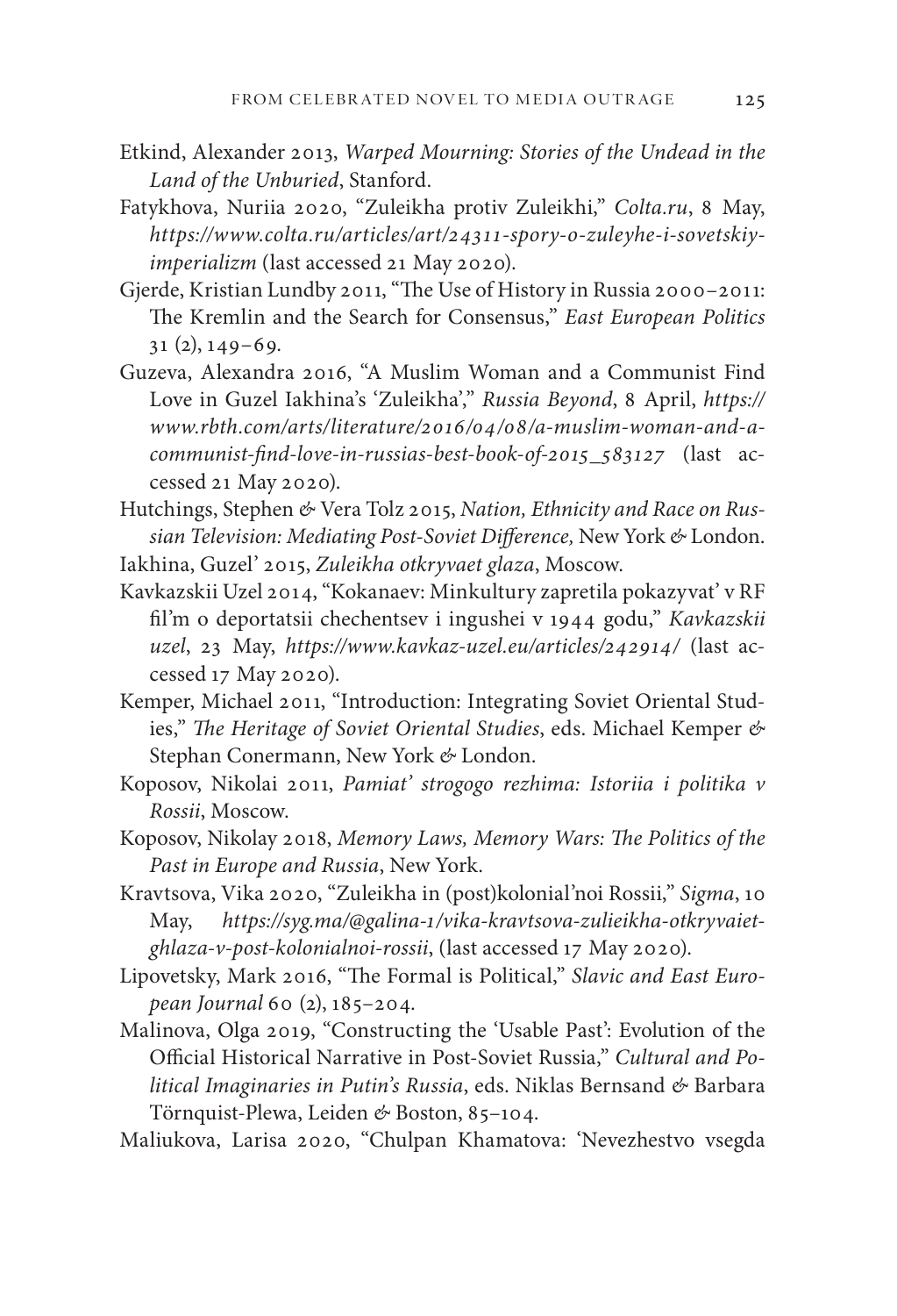Etkind, Alexander 2013, *Warped Mourning: Stories of the Undead in the Land of the Unburied*, Stanford.

Fatykhova, Nuriia 2020, "Zuleikha protiv Zuleikhi," *Colta.ru*, 8 May, *https://www.colta.ru/articles/art/24311-spory-o-zuleyhe-i-sovetskiy-imperializm* (last accessed 21 May 2020).

Gjerde, Kristian Lundby 2011, "The Use of History in Russia 2000–2011: The Kremlin and the Search for Consensus," *East European Politics* 31 (2), 149–69.

Guzeva, Alexandra 2016, "A Muslim Woman and a Communist Find Love in Guzel Iakhina's 'Zuleikha'," *Russia Beyond*, 8 April, *https://www.rbth.com/arts/literature/2016/04/08/a-muslim-woman-and-a-communist-find-love-in-russias-best-book-of-2015_583127* (last accessed 21 May 2020).

Hutchings, Stephen & Vera Tolz 2015, *Nation, Ethnicity and Race on Russian Television: Mediating Post-Soviet Difference,* New York & London.

Iakhina, Guzel' 2015, *Zuleikha otkryvaet glaza*, Moscow.

Kavkazskii Uzel 2014, "Kokanaev: Minkultury zapretila pokazyvat' v RF fil'm o deportatsii chechentsev i ingushei v 1944 godu," *Kavkazskii uzel*, 23 May, *https://www.kavkaz-uzel.eu/articles/242914/* (last accessed 17 May 2020).

Kemper, Michael 2011, "Introduction: Integrating Soviet Oriental Studies," *The Heritage of Soviet Oriental Studies*, eds. Michael Kemper & Stephan Conermann, New York & London.

Koposov, Nikolai 2011, *Pamiat' strogogo rezhima: Istoriia i politika v Rossii*, Moscow.

Koposov, Nikolay 2018, *Memory Laws, Memory Wars: The Politics of the Past in Europe and Russia*, New York.

Kravtsova, Vika 2020, "Zuleikha in (post)kolonial'noi Rossii," *Sigma*, 10 May, *https://syg.ma/@galina-1/vika-kravtsova-zulieikha-otkryvaiet-ghlaza-v-post-kolonialnoi-rossii*, (last accessed 17 May 2020).

Lipovetsky, Mark 2016, "The Formal is Political," *Slavic and East European Journal* 60 (2), 185–204.

Malinova, Olga 2019, "Constructing the 'Usable Past': Evolution of the Official Historical Narrative in Post-Soviet Russia," *Cultural and Political Imaginaries in Putin's Russia*, eds. Niklas Bernsand & Barbara Törnquist-Plewa, Leiden & Boston, 85–104.

Maliukova, Larisa 2020, "Chulpan Khamatova: 'Nevezhestvo vsegda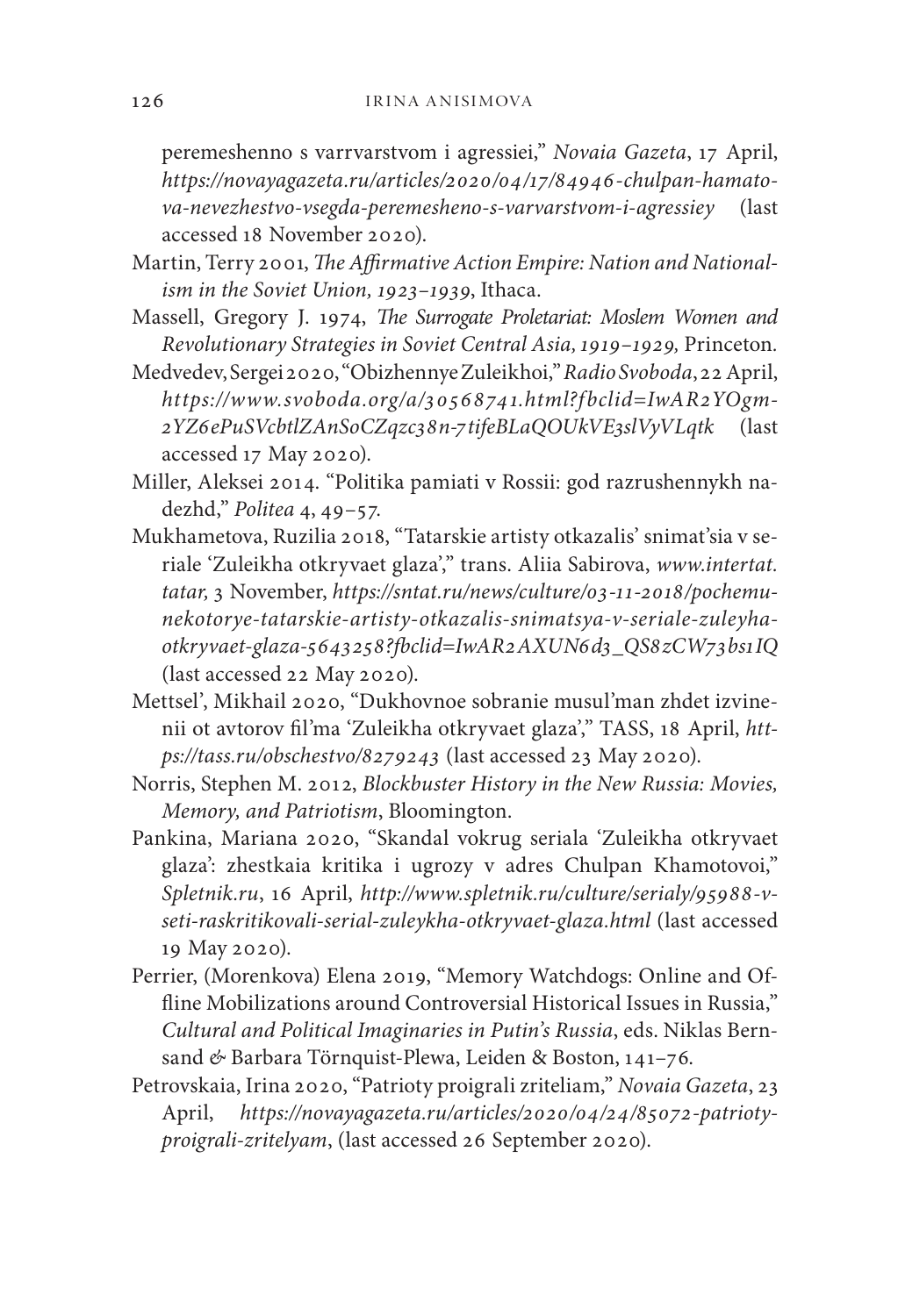peremeshenno s varrvarstvom i agressiei," *Novaia Gazeta*, 17 April, *https://novayagazeta.ru/articles/2020/04/17/84946-chulpan-hamatova-nevezhestvo-vsegda-peremesheno-s-varvarstvom-i-agressiey* (last accessed 18 November 2020).

Martin, Terry 2001, *The Affirmative Action Empire: Nation and Nationalism in the Soviet Union, 1923–1939*, Ithaca.

Massell, Gregory J. 1974, *The Surrogate Proletariat: Moslem Women and Revolutionary Strategies in Soviet Central Asia, 1919–1929,* Princeton.

Medvedev, Sergei 2020, "Obizhennye Zuleikhoi," *Radio Svoboda*, 22 April, *https://www.svoboda.org/a/30568741.html?fbclid=IwAR2YOgm2YZ6ePuSVcbtlZAnSoCZqzc38n-7tifeBLaQOUkVE3slVyVLqtk* (last accessed 17 May 2020).

Miller, Aleksei 2014. "Politika pamiati v Rossii: god razrushennykh nadezhd," *Politea* 4, 49–57.

Mukhametova, Ruzilia 2018, "Tatarskie artisty otkazalis' snimat'sia v seriale 'Zuleikha otkryvaet glaza'," trans. Aliia Sabirova, *www.intertat.tatar,* 3 November, *https://sntat.ru/news/culture/03-11-2018/pochemu-nekotorye-tatarskie-artisty-otkazalis-snimatsya-v-seriale-zuleyha-otkryvaet-glaza-5643258?fbclid=IwAR2AXUN6d3_QS8zCW73bs1IQ* (last accessed 22 May 2020).

Mettsel', Mikhail 2020, "Dukhovnoe sobranie musul'man zhdet izvinenii ot avtorov fil'ma 'Zuleikha otkryvaet glaza'," TASS, 18 April, *https://tass.ru/obschestvo/8279243* (last accessed 23 May 2020).

Norris, Stephen M. 2012, *Blockbuster History in the New Russia: Movies, Memory, and Patriotism*, Bloomington.

Pankina, Mariana 2020, "Skandal vokrug seriala 'Zuleikha otkryvaet glaza': zhestkaia kritika i ugrozy v adres Chulpan Khamotovoi," *Spletnik.ru*, 16 April, *http://www.spletnik.ru/culture/serialy/95988-v-seti-raskritikovali-serial-zuleykha-otkryvaet-glaza.html* (last accessed 19 May 2020).

Perrier, (Morenkova) Elena 2019, "Memory Watchdogs: Online and Offline Mobilizations around Controversial Historical Issues in Russia," *Cultural and Political Imaginaries in Putin's Russia*, eds. Niklas Bernsand & Barbara Törnquist-Plewa, Leiden & Boston, 141–76.

Petrovskaia, Irina 2020, "Patrioty proigrali zriteliam," *Novaia Gazeta*, 23 April, *https://novayagazeta.ru/articles/2020/04/24/85072-patrioty-proigrali-zritelyam*, (last accessed 26 September 2020).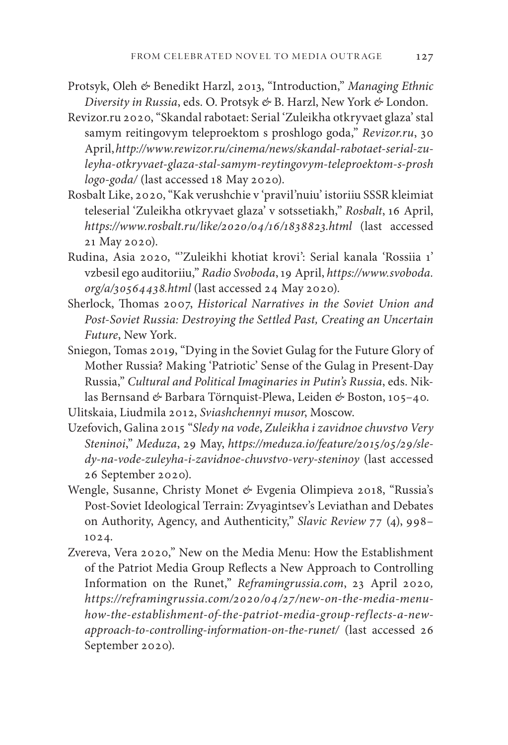Protsyk, Oleh & Benedikt Harzl, 2013, "Introduction," *Managing Ethnic Diversity in Russia*, eds. O. Protsyk & B. Harzl, New York & London.

Revizor.ru 2020, "Skandal rabotaet: Serial 'Zuleikha otkryvaet glaza' stal samym reitingovym teleproektom s proshlogo goda," *Revizor.ru*, 30 April, *http://www.rewizor.ru/cinema/news/skandal-rabotaet-serial-zuleyha-otkryvaet-glaza-stal-samym-reytingovym-teleproektom-s-proshlogo-goda/* (last accessed 18 May 2020).

Rosbalt Like, 2020, "Kak verushchie v 'pravil'nuiu' istoriiu SSSR kleimiat teleserial 'Zuleikha otkryvaet glaza' v sotssetiakh," *Rosbalt*, 16 April, *https://www.rosbalt.ru/like/2020/04/16/1838823.html* (last accessed 21 May 2020).

Rudina, Asia 2020, "'Zuleikhi khotiat krovi': Serial kanala 'Rossiia 1' vzbesil ego auditoriiu," *Radio Svoboda*, 19 April, *https://www.svoboda.org/a/30564438.html* (last accessed 24 May 2020).

Sherlock, Thomas 2007, *Historical Narratives in the Soviet Union and Post-Soviet Russia: Destroying the Settled Past, Creating an Uncertain Future*, New York.

Sniegon, Tomas 2019, "Dying in the Soviet Gulag for the Future Glory of Mother Russia? Making 'Patriotic' Sense of the Gulag in Present-Day Russia," *Cultural and Political Imaginaries in Putin's Russia*, eds. Niklas Bernsand & Barbara Törnquist-Plewa, Leiden & Boston, 105–40.

Ulitskaia, Liudmila 2012, *Sviashchennyi musor*, Moscow.

Uzefovich, Galina 2015 "*Sledy na vode*, *Zuleikha i zavidnoe chuvstvo Very Steninoi*," *Meduza*, 29 May, *https://meduza.io/feature/2015/05/29/sledy-na-vode-zuleyha-i-zavidnoe-chuvstvo-very-steninoy* (last accessed 26 September 2020).

Wengle, Susanne, Christy Monet & Evgenia Olimpieva 2018, "Russia's Post-Soviet Ideological Terrain: Zvyagintsev's Leviathan and Debates on Authority, Agency, and Authenticity," *Slavic Review* 77 (4), 998–1024.

Zvereva, Vera 2020," New on the Media Menu: How the Establishment of the Patriot Media Group Reflects a New Approach to Controlling Information on the Runet," *Reframingrussia.com*, 23 April 2020, *https://reframingrussia.com/2020/04/27/new-on-the-media-menu-how-the-establishment-of-the-patriot-media-group-reflects-a-new-approach-to-controlling-information-on-the-runet/* (last accessed 26 September 2020).